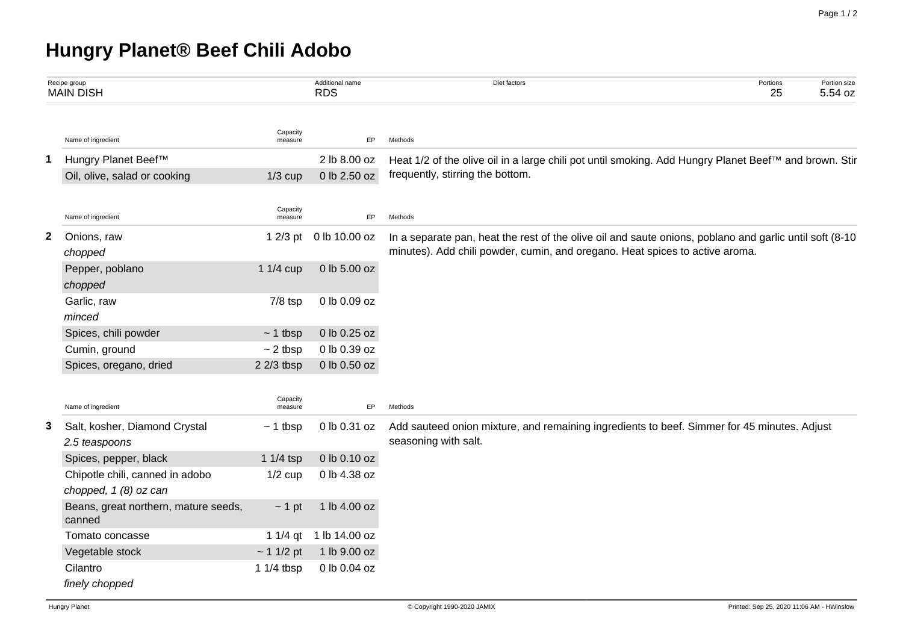# Hungry Planet® Beef Chili Adobo

| Recipe group | Additional name | Diet factors | Portions | Portion size |
|---|---|---|---|---|
| MAIN DISH | RDS | | 25 | 5.54 oz |

| | Name of ingredient | Capacity measure | EP | Methods |
|---|---|---|---|---|
| **1** | Hungry Planet Beef™ | | 2 lb 8.00 oz | Heat 1/2 of the olive oil in a large chili pot until smoking. Add Hungry Planet Beef™ and brown. Stir frequently, stirring the bottom. |
| | Oil, olive, salad or cooking | 1/3 cup | 0 lb 2.50 oz | |

| | Name of ingredient | Capacity measure | EP | Methods |
|---|---|---|---|---|
| **2** | Onions, raw<br>*chopped* | 1 2/3 pt | 0 lb 10.00 oz | In a separate pan, heat the rest of the olive oil and saute onions, poblano and garlic until soft (8-10 minutes). Add chili powder, cumin, and oregano. Heat spices to active aroma. |
| | Pepper, poblano<br>*chopped* | 1 1/4 cup | 0 lb 5.00 oz | |
| | Garlic, raw<br>*minced* | 7/8 tsp | 0 lb 0.09 oz | |
| | Spices, chili powder | ~ 1 tbsp | 0 lb 0.25 oz | |
| | Cumin, ground | ~ 2 tbsp | 0 lb 0.39 oz | |
| | Spices, oregano, dried | 2 2/3 tbsp | 0 lb 0.50 oz | |

| | Name of ingredient | Capacity measure | EP | Methods |
|---|---|---|---|---|
| **3** | Salt, kosher, Diamond Crystal<br>*2.5 teaspoons* | ~ 1 tbsp | 0 lb 0.31 oz | Add sauteed onion mixture, and remaining ingredients to beef. Simmer for 45 minutes. Adjust seasoning with salt. |
| | Spices, pepper, black | 1 1/4 tsp | 0 lb 0.10 oz | |
| | Chipotle chili, canned in adobo<br>*chopped, 1 (8) oz can* | 1/2 cup | 0 lb 4.38 oz | |
| | Beans, great northern, mature seeds, canned | ~ 1 pt | 1 lb 4.00 oz | |
| | Tomato concasse | 1 1/4 qt | 1 lb 14.00 oz | |
| | Vegetable stock | ~ 1 1/2 pt | 1 lb 9.00 oz | |
| | Cilantro<br>*finely chopped* | 1 1/4 tbsp | 0 lb 0.04 oz | |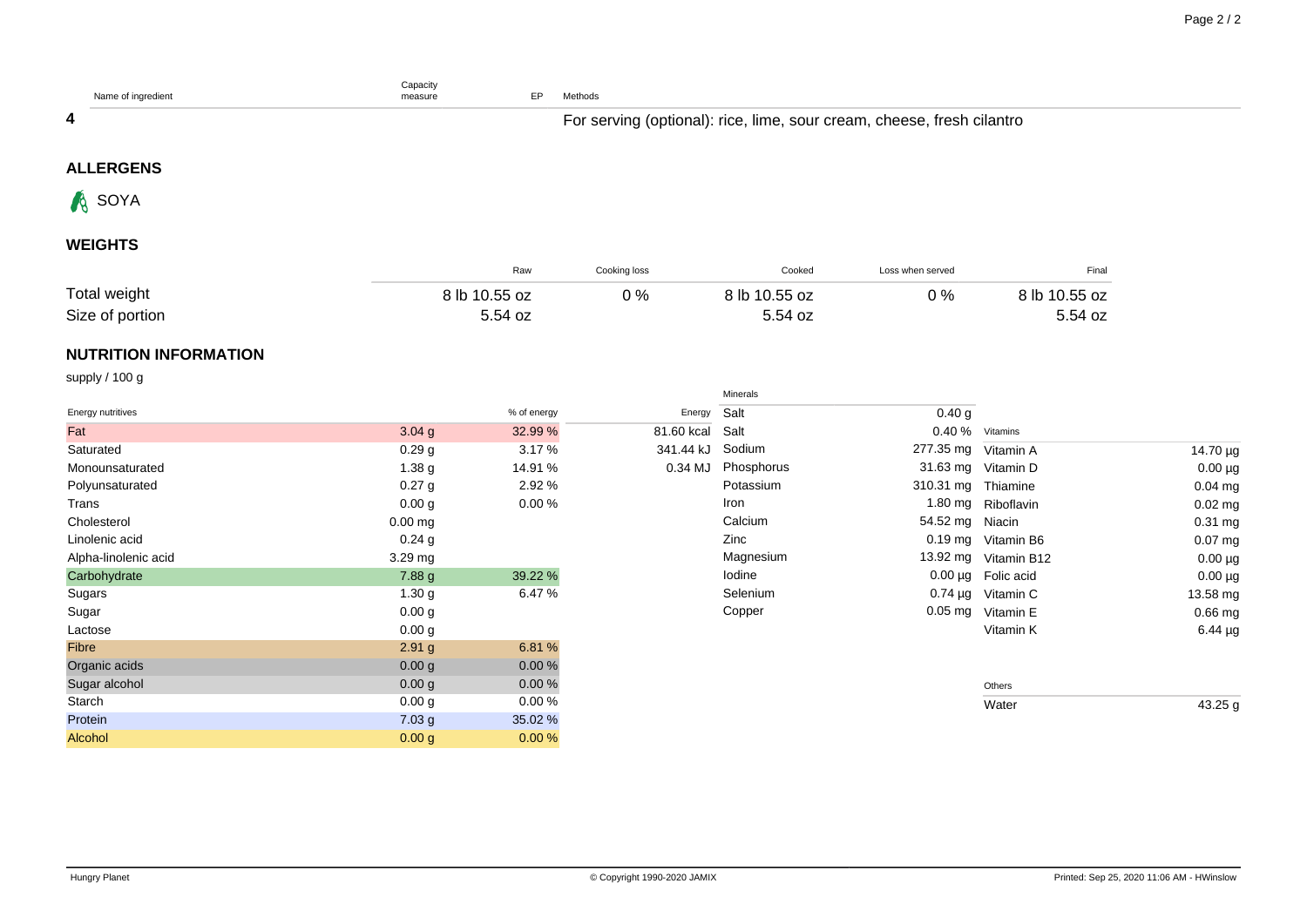| Name of ingredient | Capacity measure | EP | Methods |
| --- | --- | --- | --- |
| 4 | | | For serving (optional): rice, lime, sour cream, cheese, fresh cilantro |

## ALLERGENS

SOYA

## WEIGHTS

| | Raw | Cooking loss | Cooked | Loss when served | Final |
| --- | --- | --- | --- | --- | --- |
| Total weight | 8 lb 10.55 oz | 0 % | 8 lb 10.55 oz | 0 % | 8 lb 10.55 oz |
| Size of portion | 5.54 oz | | 5.54 oz | | 5.54 oz |

## NUTRITION INFORMATION

supply / 100 g

| Energy nutritives | | % of energy |
| --- | --- | --- |
| Fat | 3.04 g | 32.99 % |
| Saturated | 0.29 g | 3.17 % |
| Monounsaturated | 1.38 g | 14.91 % |
| Polyunsaturated | 0.27 g | 2.92 % |
| Trans | 0.00 g | 0.00 % |
| Cholesterol | 0.00 mg | |
| Linolenic acid | 0.24 g | |
| Alpha-linolenic acid | 3.29 mg | |
| Carbohydrate | 7.88 g | 39.22 % |
| Sugars | 1.30 g | 6.47 % |
| Sugar | 0.00 g | |
| Lactose | 0.00 g | |
| Fibre | 2.91 g | 6.81 % |
| Organic acids | 0.00 g | 0.00 % |
| Sugar alcohol | 0.00 g | 0.00 % |
| Starch | 0.00 g | 0.00 % |
| Protein | 7.03 g | 35.02 % |
| Alcohol | 0.00 g | 0.00 % |

| Energy | |
| --- | --- |
| 81.60 kcal | |
| 341.44 kJ | |
| 0.34 MJ | |

| Minerals | |
| --- | --- |
| Salt | 0.40 g |
| Salt | 0.40 % |
| Sodium | 277.35 mg |
| Phosphorus | 31.63 mg |
| Potassium | 310.31 mg |
| Iron | 1.80 mg |
| Calcium | 54.52 mg |
| Zinc | 0.19 mg |
| Magnesium | 13.92 mg |
| Iodine | 0.00 µg |
| Selenium | 0.74 µg |
| Copper | 0.05 mg |

| Vitamins | |
| --- | --- |
| Vitamin A | 14.70 µg |
| Vitamin D | 0.00 µg |
| Thiamine | 0.04 mg |
| Riboflavin | 0.02 mg |
| Niacin | 0.31 mg |
| Vitamin B6 | 0.07 mg |
| Vitamin B12 | 0.00 µg |
| Folic acid | 0.00 µg |
| Vitamin C | 13.58 mg |
| Vitamin E | 0.66 mg |
| Vitamin K | 6.44 µg |

| Others | |
| --- | --- |
| Water | 43.25 g |

Hungry Planet © Copyright 1990-2020 JAMIX Printed: Sep 25, 2020 11:06 AM - HWinslow